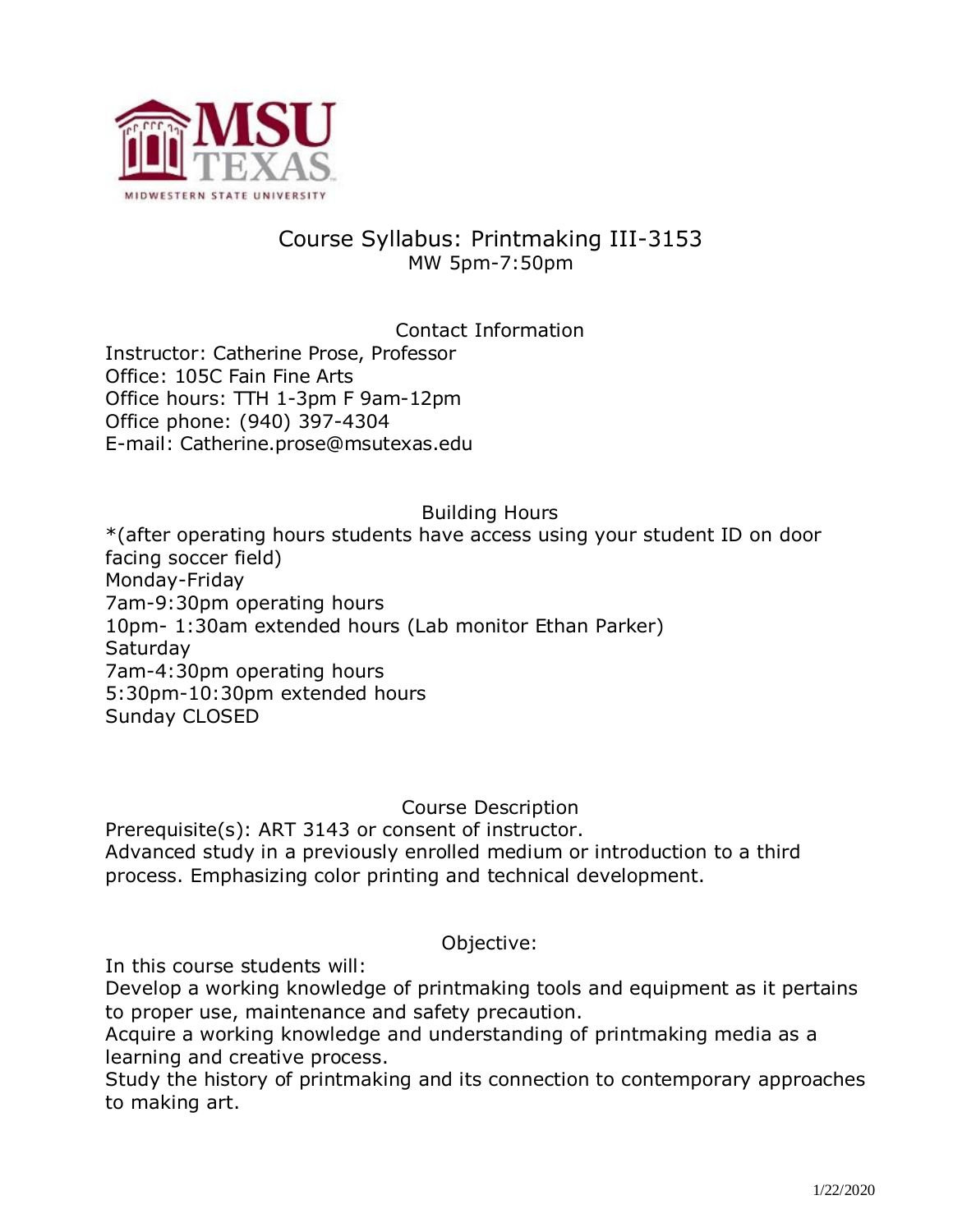# Course Syllabus: Printmaking III-3153

MW 5pm-7:50pm

## Contact Information

Instructor: Catherine Prose, Professor
Office: 105C Fain Fine Arts
Office hours: TTH 1-3pm F 9am-12pm
Office phone: (940) 397-4304
E-mail: Catherine.prose@msutexas.edu

## Building Hours

*(after operating hours students have access using your student ID on door facing soccer field)
Monday-Friday
7am-9:30pm operating hours
10pm- 1:30am extended hours (Lab monitor Ethan Parker)
Saturday
7am-4:30pm operating hours
5:30pm-10:30pm extended hours
Sunday CLOSED

## Course Description

Prerequisite(s): ART 3143 or consent of instructor.
Advanced study in a previously enrolled medium or introduction to a third process. Emphasizing color printing and technical development.

## Objective:

In this course students will:
Develop a working knowledge of printmaking tools and equipment as it pertains to proper use, maintenance and safety precaution.
Acquire a working knowledge and understanding of printmaking media as a learning and creative process.
Study the history of printmaking and its connection to contemporary approaches to making art.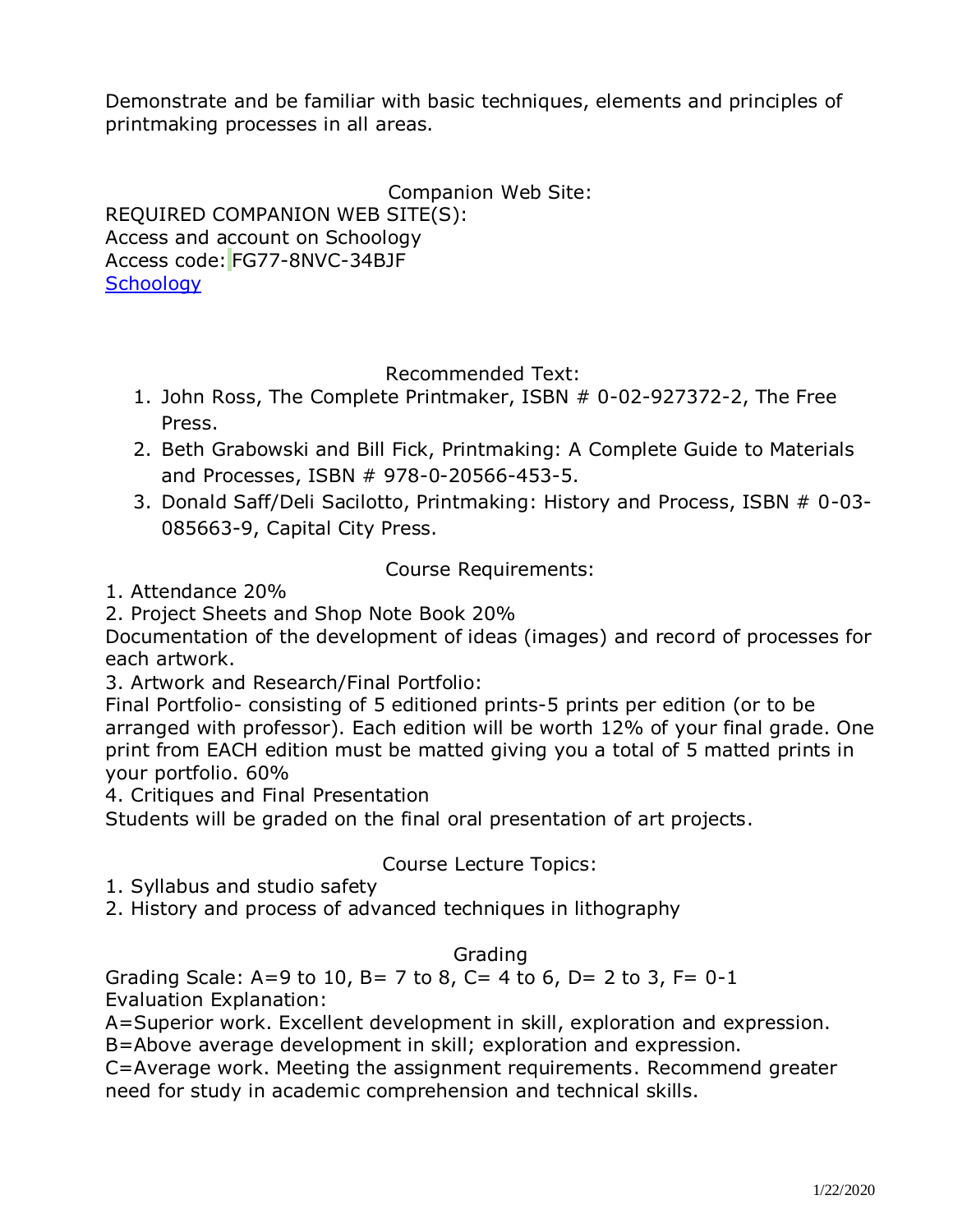Demonstrate and be familiar with basic techniques, elements and principles of printmaking processes in all areas.

## Companion Web Site:

REQUIRED COMPANION WEB SITE(S):
Access and account on Schoology
Access code: FG77-8NVC-34BJF
Schoology

## Recommended Text:

1. John Ross, The Complete Printmaker, ISBN # 0-02-927372-2, The Free Press.
2. Beth Grabowski and Bill Fick, Printmaking: A Complete Guide to Materials and Processes, ISBN # 978-0-20566-453-5.
3. Donald Saff/Deli Sacilotto, Printmaking: History and Process, ISBN # 0-03-085663-9, Capital City Press.

## Course Requirements:

1. Attendance 20%
2. Project Sheets and Shop Note Book 20%
Documentation of the development of ideas (images) and record of processes for each artwork.
3. Artwork and Research/Final Portfolio:
Final Portfolio- consisting of 5 editioned prints-5 prints per edition (or to be arranged with professor). Each edition will be worth 12% of your final grade. One print from EACH edition must be matted giving you a total of 5 matted prints in your portfolio. 60%
4. Critiques and Final Presentation
Students will be graded on the final oral presentation of art projects.

## Course Lecture Topics:

1. Syllabus and studio safety
2. History and process of advanced techniques in lithography

## Grading

Grading Scale: A=9 to 10, B= 7 to 8, C= 4 to 6, D= 2 to 3, F= 0-1
Evaluation Explanation:
A=Superior work. Excellent development in skill, exploration and expression.
B=Above average development in skill; exploration and expression.
C=Average work. Meeting the assignment requirements. Recommend greater need for study in academic comprehension and technical skills.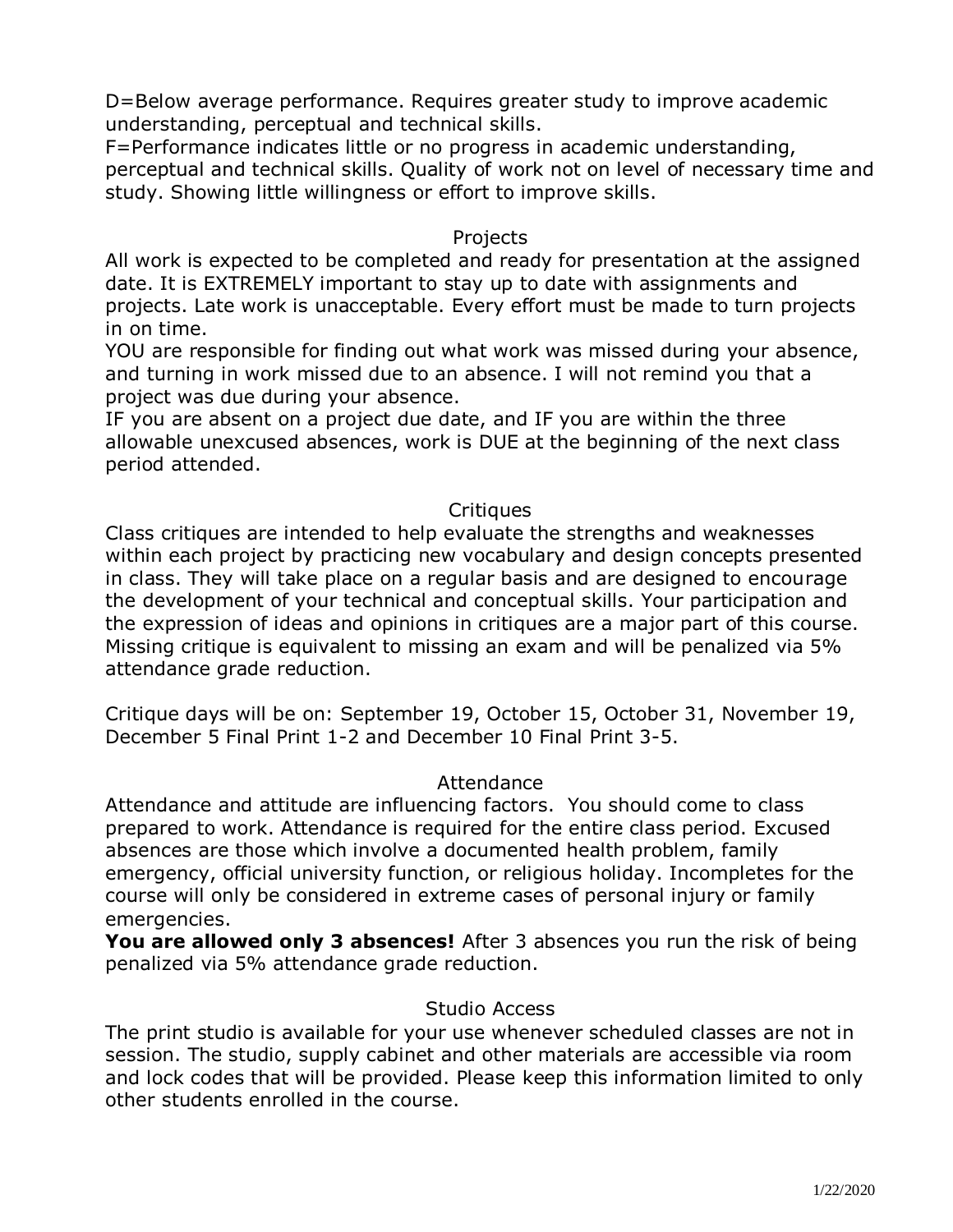D=Below average performance. Requires greater study to improve academic understanding, perceptual and technical skills.
F=Performance indicates little or no progress in academic understanding, perceptual and technical skills. Quality of work not on level of necessary time and study. Showing little willingness or effort to improve skills.

## Projects

All work is expected to be completed and ready for presentation at the assigned date. It is EXTREMELY important to stay up to date with assignments and projects. Late work is unacceptable. Every effort must be made to turn projects in on time.
YOU are responsible for finding out what work was missed during your absence, and turning in work missed due to an absence. I will not remind you that a project was due during your absence.
IF you are absent on a project due date, and IF you are within the three allowable unexcused absences, work is DUE at the beginning of the next class period attended.

## Critiques

Class critiques are intended to help evaluate the strengths and weaknesses within each project by practicing new vocabulary and design concepts presented in class. They will take place on a regular basis and are designed to encourage the development of your technical and conceptual skills. Your participation and the expression of ideas and opinions in critiques are a major part of this course. Missing critique is equivalent to missing an exam and will be penalized via 5% attendance grade reduction.

Critique days will be on: September 19, October 15, October 31, November 19, December 5 Final Print 1-2 and December 10 Final Print 3-5.

## Attendance

Attendance and attitude are influencing factors. You should come to class prepared to work. Attendance is required for the entire class period. Excused absences are those which involve a documented health problem, family emergency, official university function, or religious holiday. Incompletes for the course will only be considered in extreme cases of personal injury or family emergencies.
**You are allowed only 3 absences!** After 3 absences you run the risk of being penalized via 5% attendance grade reduction.

## Studio Access

The print studio is available for your use whenever scheduled classes are not in session. The studio, supply cabinet and other materials are accessible via room and lock codes that will be provided. Please keep this information limited to only other students enrolled in the course.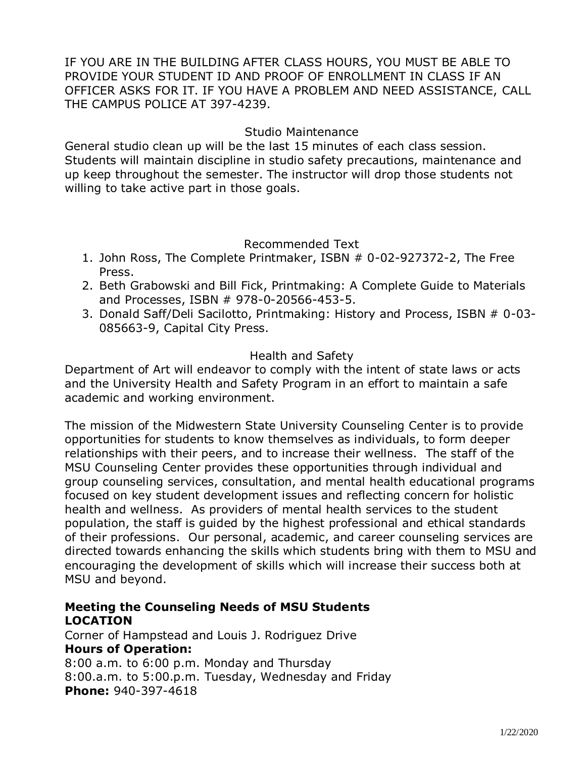IF YOU ARE IN THE BUILDING AFTER CLASS HOURS, YOU MUST BE ABLE TO PROVIDE YOUR STUDENT ID AND PROOF OF ENROLLMENT IN CLASS IF AN OFFICER ASKS FOR IT. IF YOU HAVE A PROBLEM AND NEED ASSISTANCE, CALL THE CAMPUS POLICE AT 397-4239.

## Studio Maintenance

General studio clean up will be the last 15 minutes of each class session. Students will maintain discipline in studio safety precautions, maintenance and up keep throughout the semester. The instructor will drop those students not willing to take active part in those goals.

## Recommended Text

1. John Ross, The Complete Printmaker, ISBN # 0-02-927372-2, The Free Press.
2. Beth Grabowski and Bill Fick, Printmaking: A Complete Guide to Materials and Processes, ISBN # 978-0-20566-453-5.
3. Donald Saff/Deli Sacilotto, Printmaking: History and Process, ISBN # 0-03-085663-9, Capital City Press.

## Health and Safety

Department of Art will endeavor to comply with the intent of state laws or acts and the University Health and Safety Program in an effort to maintain a safe academic and working environment.

The mission of the Midwestern State University Counseling Center is to provide opportunities for students to know themselves as individuals, to form deeper relationships with their peers, and to increase their wellness. The staff of the MSU Counseling Center provides these opportunities through individual and group counseling services, consultation, and mental health educational programs focused on key student development issues and reflecting concern for holistic health and wellness. As providers of mental health services to the student population, the staff is guided by the highest professional and ethical standards of their professions. Our personal, academic, and career counseling services are directed towards enhancing the skills which students bring with them to MSU and encouraging the development of skills which will increase their success both at MSU and beyond.

**Meeting the Counseling Needs of MSU Students**
**LOCATION**
Corner of Hampstead and Louis J. Rodriguez Drive
**Hours of Operation:**
8:00 a.m. to 6:00 p.m. Monday and Thursday
8:00.a.m. to 5:00.p.m. Tuesday, Wednesday and Friday
**Phone:** 940-397-4618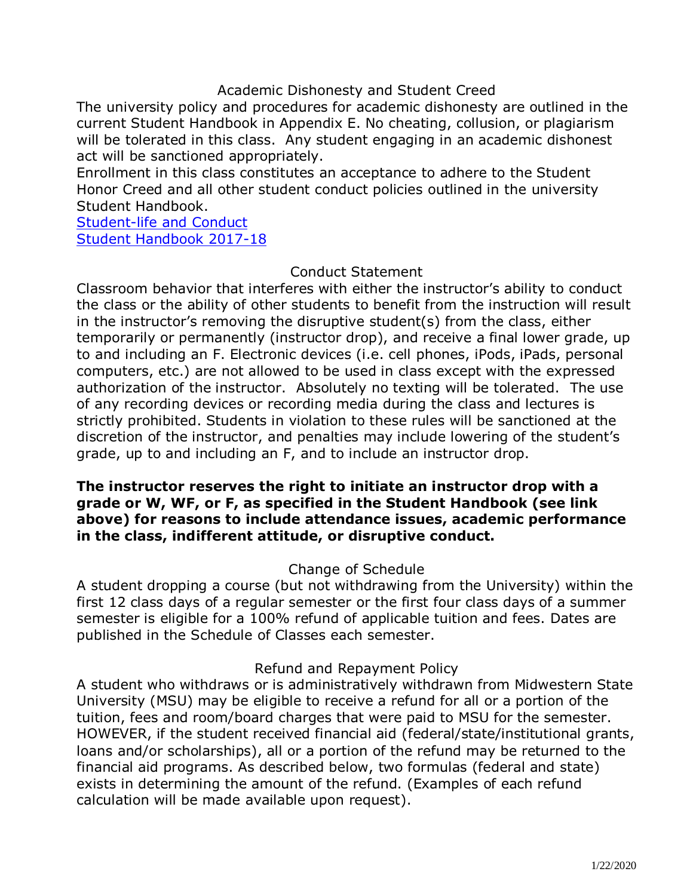## Academic Dishonesty and Student Creed

The university policy and procedures for academic dishonesty are outlined in the current Student Handbook in Appendix E. No cheating, collusion, or plagiarism will be tolerated in this class. Any student engaging in an academic dishonest act will be sanctioned appropriately.

Enrollment in this class constitutes an acceptance to adhere to the Student Honor Creed and all other student conduct policies outlined in the university Student Handbook.

Student-life and Conduct

Student Handbook 2017-18

## Conduct Statement

Classroom behavior that interferes with either the instructor's ability to conduct the class or the ability of other students to benefit from the instruction will result in the instructor's removing the disruptive student(s) from the class, either temporarily or permanently (instructor drop), and receive a final lower grade, up to and including an F. Electronic devices (i.e. cell phones, iPods, iPads, personal computers, etc.) are not allowed to be used in class except with the expressed authorization of the instructor. Absolutely no texting will be tolerated. The use of any recording devices or recording media during the class and lectures is strictly prohibited. Students in violation to these rules will be sanctioned at the discretion of the instructor, and penalties may include lowering of the student's grade, up to and including an F, and to include an instructor drop.

**The instructor reserves the right to initiate an instructor drop with a grade or W, WF, or F, as specified in the Student Handbook (see link above) for reasons to include attendance issues, academic performance in the class, indifferent attitude, or disruptive conduct.**

## Change of Schedule

A student dropping a course (but not withdrawing from the University) within the first 12 class days of a regular semester or the first four class days of a summer semester is eligible for a 100% refund of applicable tuition and fees. Dates are published in the Schedule of Classes each semester.

## Refund and Repayment Policy

A student who withdraws or is administratively withdrawn from Midwestern State University (MSU) may be eligible to receive a refund for all or a portion of the tuition, fees and room/board charges that were paid to MSU for the semester. HOWEVER, if the student received financial aid (federal/state/institutional grants, loans and/or scholarships), all or a portion of the refund may be returned to the financial aid programs. As described below, two formulas (federal and state) exists in determining the amount of the refund. (Examples of each refund calculation will be made available upon request).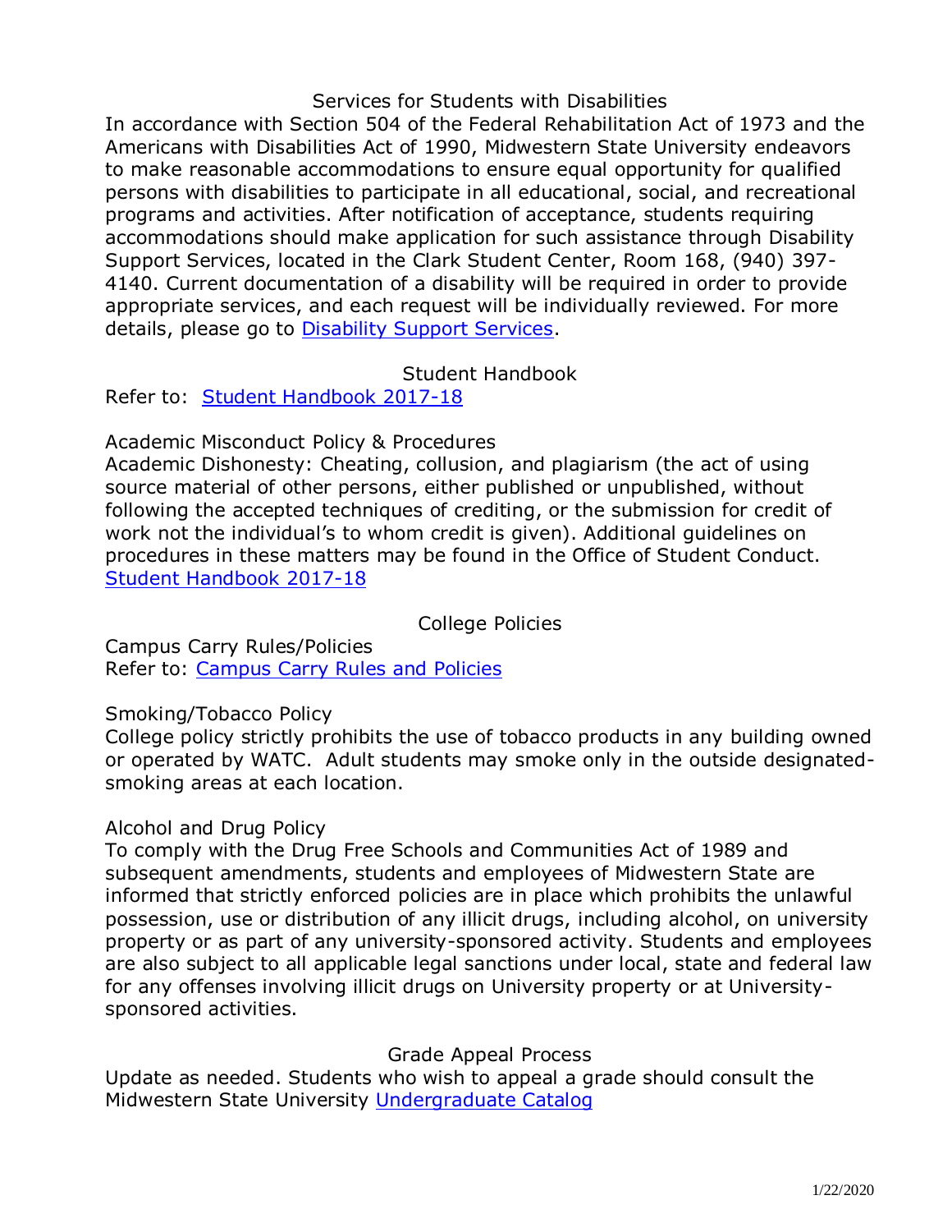## Services for Students with Disabilities

In accordance with Section 504 of the Federal Rehabilitation Act of 1973 and the Americans with Disabilities Act of 1990, Midwestern State University endeavors to make reasonable accommodations to ensure equal opportunity for qualified persons with disabilities to participate in all educational, social, and recreational programs and activities. After notification of acceptance, students requiring accommodations should make application for such assistance through Disability Support Services, located in the Clark Student Center, Room 168, (940) 397-4140. Current documentation of a disability will be required in order to provide appropriate services, and each request will be individually reviewed. For more details, please go to Disability Support Services.

## Student Handbook

Refer to: Student Handbook 2017-18

### Academic Misconduct Policy & Procedures

Academic Dishonesty: Cheating, collusion, and plagiarism (the act of using source material of other persons, either published or unpublished, without following the accepted techniques of crediting, or the submission for credit of work not the individual's to whom credit is given). Additional guidelines on procedures in these matters may be found in the Office of Student Conduct. Student Handbook 2017-18

## College Policies

### Campus Carry Rules/Policies

Refer to: Campus Carry Rules and Policies

### Smoking/Tobacco Policy

College policy strictly prohibits the use of tobacco products in any building owned or operated by WATC. Adult students may smoke only in the outside designated-smoking areas at each location.

### Alcohol and Drug Policy

To comply with the Drug Free Schools and Communities Act of 1989 and subsequent amendments, students and employees of Midwestern State are informed that strictly enforced policies are in place which prohibits the unlawful possession, use or distribution of any illicit drugs, including alcohol, on university property or as part of any university-sponsored activity. Students and employees are also subject to all applicable legal sanctions under local, state and federal law for any offenses involving illicit drugs on University property or at University-sponsored activities.

## Grade Appeal Process

Update as needed. Students who wish to appeal a grade should consult the Midwestern State University Undergraduate Catalog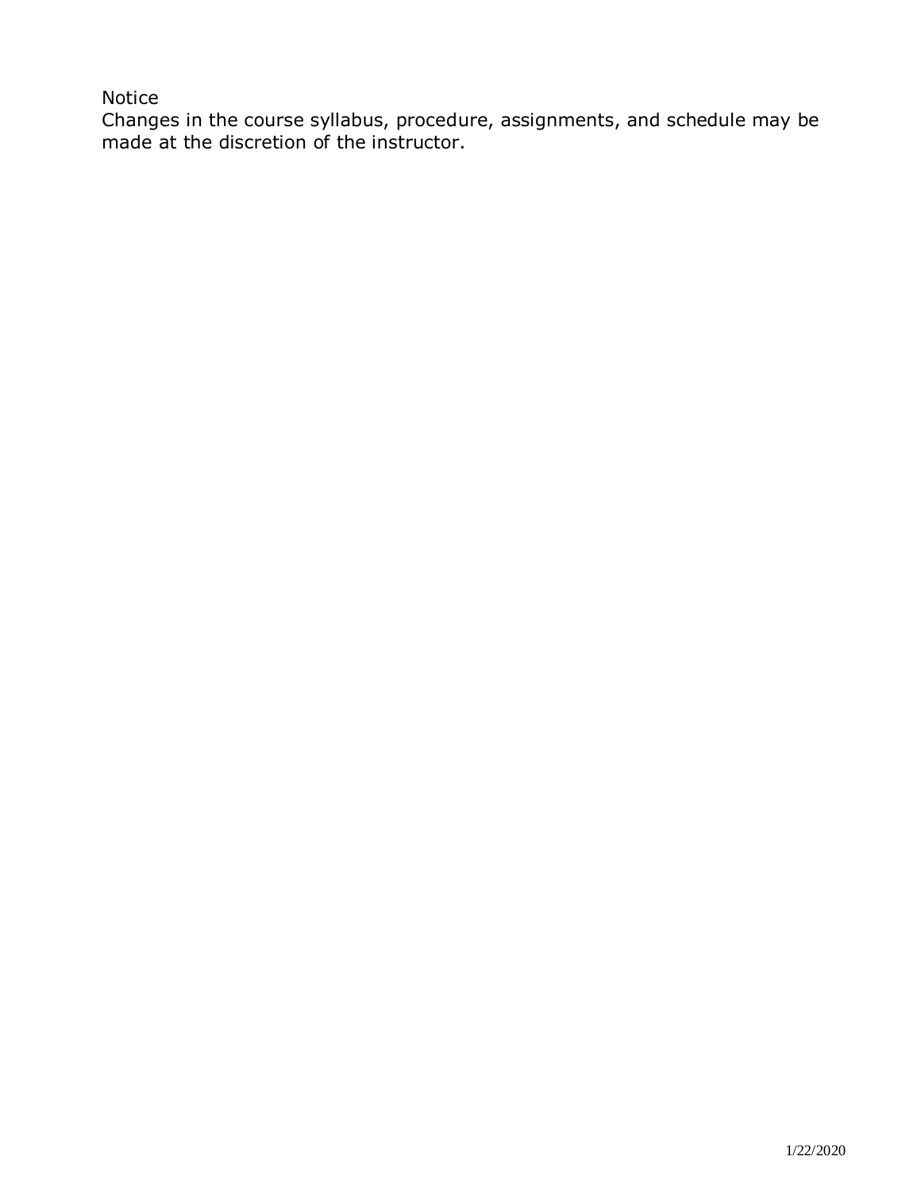Notice

Changes in the course syllabus, procedure, assignments, and schedule may be made at the discretion of the instructor.